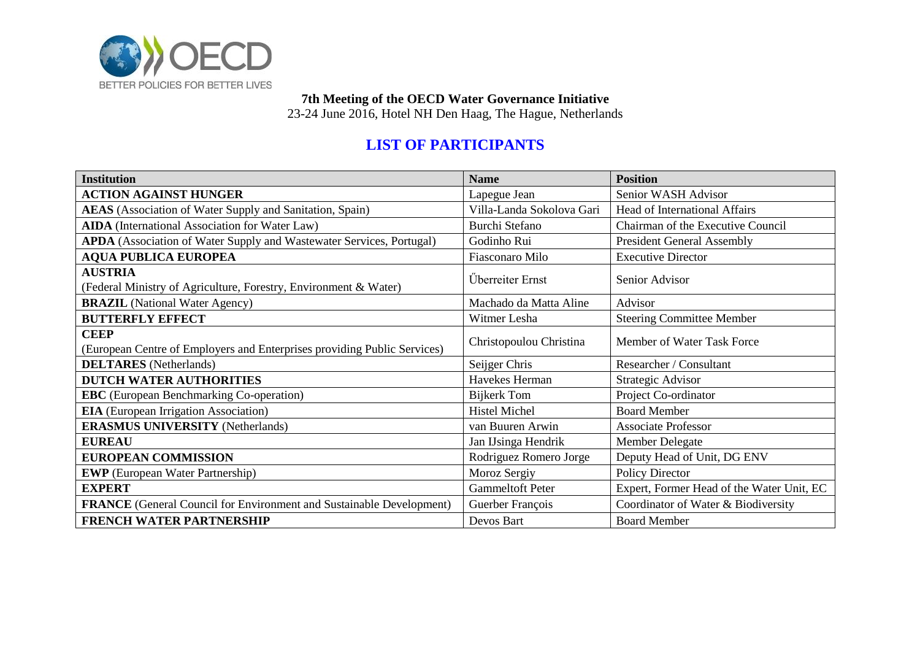**7th Meeting of the OECD Water Governance Initiative**
23-24 June 2016, Hotel NH Den Haag, The Hague, Netherlands

## LIST OF PARTICIPANTS

| Institution | Name | Position |
| --- | --- | --- |
| **ACTION AGAINST HUNGER** | Lapegue Jean | Senior WASH Advisor |
| **AEAS** (Association of Water Supply and Sanitation, Spain) | Villa-Landa Sokolova Gari | Head of International Affairs |
| **AIDA** (International Association for Water Law) | Burchi Stefano | Chairman of the Executive Council |
| **APDA** (Association of Water Supply and Wastewater Services, Portugal) | Godinho Rui | President General Assembly |
| **AQUA PUBLICA EUROPEA** | Fiasconaro Milo | Executive Director |
| **AUSTRIA** (Federal Ministry of Agriculture, Forestry, Environment & Water) | Űberreiter Ernst | Senior Advisor |
| **BRAZIL** (National Water Agency) | Machado da Matta Aline | Advisor |
| **BUTTERFLY EFFECT** | Witmer Lesha | Steering Committee Member |
| **CEEP** (European Centre of Employers and Enterprises providing Public Services) | Christopoulou Christina | Member of Water Task Force |
| **DELTARES** (Netherlands) | Seijger Chris | Researcher / Consultant |
| **DUTCH WATER AUTHORITIES** | Havekes Herman | Strategic Advisor |
| **EBC** (European Benchmarking Co-operation) | Bijkerk Tom | Project Co-ordinator |
| **EIA** (European Irrigation Association) | Histel Michel | Board Member |
| **ERASMUS UNIVERSITY** (Netherlands) | van Buuren Arwin | Associate Professor |
| **EUREAU** | Jan IJsinga Hendrik | Member Delegate |
| **EUROPEAN COMMISSION** | Rodriguez Romero Jorge | Deputy Head of Unit, DG ENV |
| **EWP** (European Water Partnership) | Moroz Sergiy | Policy Director |
| **EXPERT** | Gammeltoft Peter | Expert, Former Head of the Water Unit, EC |
| **FRANCE** (General Council for Environment and Sustainable Development) | Guerber François | Coordinator of Water & Biodiversity |
| **FRENCH WATER PARTNERSHIP** | Devos Bart | Board Member |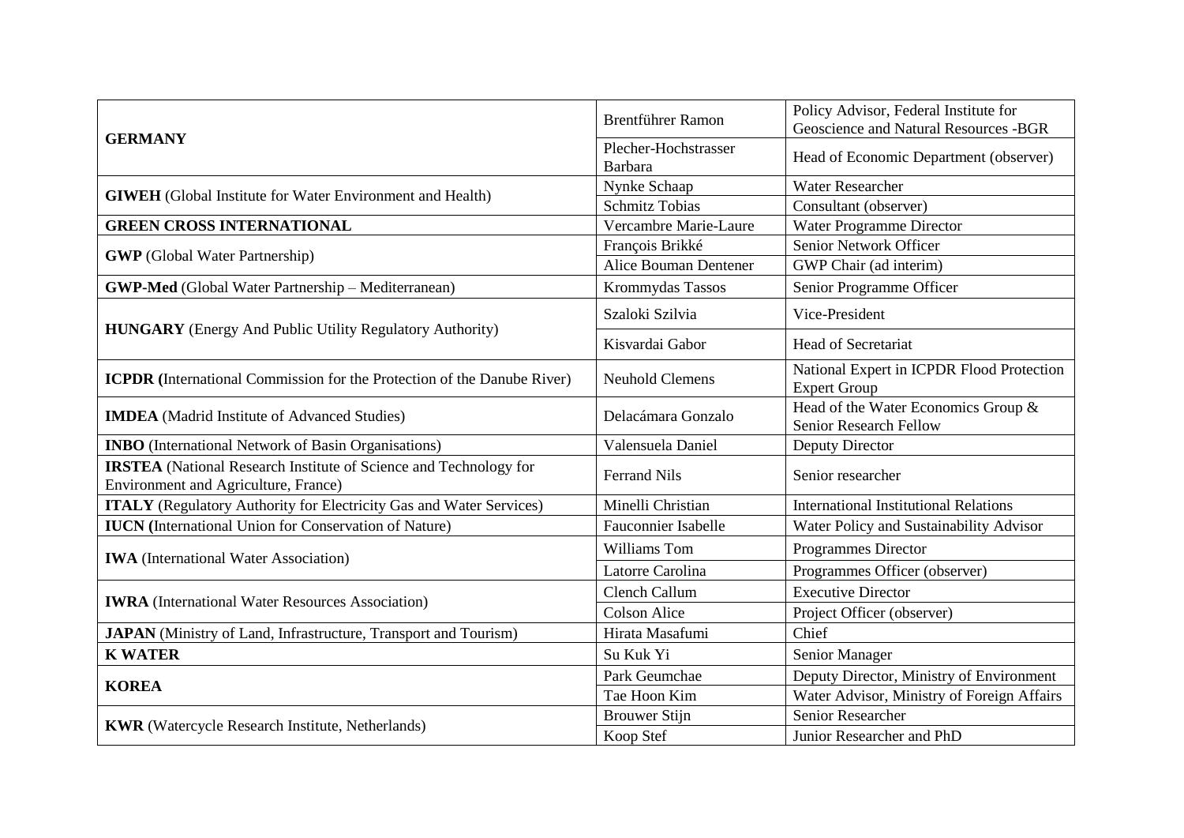| | | |
|---|---|---|
| **GERMANY** | Brentführer Ramon | Policy Advisor, Federal Institute for Geoscience and Natural Resources -BGR |
| | Plecher-Hochstrasser Barbara | Head of Economic Department (observer) |
| **GIWEH** (Global Institute for Water Environment and Health) | Nynke Schaap | Water Researcher |
| | Schmitz Tobias | Consultant (observer) |
| **GREEN CROSS INTERNATIONAL** | Vercambre Marie-Laure | Water Programme Director |
| **GWP** (Global Water Partnership) | François Brikké | Senior Network Officer |
| | Alice Bouman Dentener | GWP Chair (ad interim) |
| **GWP-Med** (Global Water Partnership – Mediterranean) | Krommydas Tassos | Senior Programme Officer |
| **HUNGARY** (Energy And Public Utility Regulatory Authority) | Szaloki Szilvia | Vice-President |
| | Kisvardai Gabor | Head of Secretariat |
| **ICPDR (**International Commission for the Protection of the Danube River) | Neuhold Clemens | National Expert in ICPDR Flood Protection Expert Group |
| **IMDEA** (Madrid Institute of Advanced Studies) | Delacámara Gonzalo | Head of the Water Economics Group & Senior Research Fellow |
| **INBO** (International Network of Basin Organisations) | Valensuela Daniel | Deputy Director |
| **IRSTEA** (National Research Institute of Science and Technology for Environment and Agriculture, France) | Ferrand Nils | Senior researcher |
| **ITALY** (Regulatory Authority for Electricity Gas and Water Services) | Minelli Christian | International Institutional Relations |
| **IUCN (**International Union for Conservation of Nature) | Fauconnier Isabelle | Water Policy and Sustainability Advisor |
| **IWA** (International Water Association) | Williams Tom | Programmes Director |
| | Latorre Carolina | Programmes Officer (observer) |
| **IWRA** (International Water Resources Association) | Clench Callum | Executive Director |
| | Colson Alice | Project Officer (observer) |
| **JAPAN** (Ministry of Land, Infrastructure, Transport and Tourism) | Hirata Masafumi | Chief |
| **K WATER** | Su Kuk Yi | Senior Manager |
| **KOREA** | Park Geumchae | Deputy Director, Ministry of Environment |
| | Tae Hoon Kim | Water Advisor, Ministry of Foreign Affairs |
| **KWR** (Watercycle Research Institute, Netherlands) | Brouwer Stijn | Senior Researcher |
| | Koop Stef | Junior Researcher and PhD |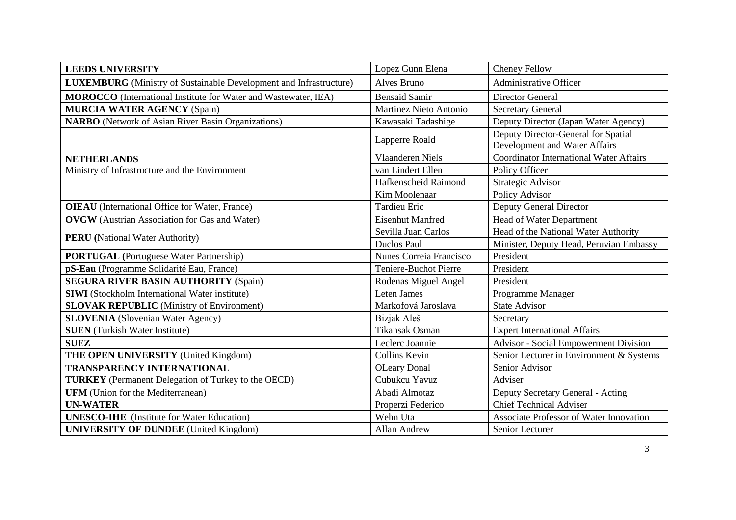| | | |
|---|---|---|
| **LEEDS UNIVERSITY** | Lopez Gunn Elena | Cheney Fellow |
| **LUXEMBURG** (Ministry of Sustainable Development and Infrastructure) | Alves Bruno | Administrative Officer |
| **MOROCCO** (International Institute for Water and Wastewater, IEA) | Bensaid Samir | Director General |
| **MURCIA WATER AGENCY** (Spain) | Martinez Nieto Antonio | Secretary General |
| **NARBO** (Network of Asian River Basin Organizations) | Kawasaki Tadashige | Deputy Director (Japan Water Agency) |
| **NETHERLANDS** Ministry of Infrastructure and the Environment | Lapperre Roald | Deputy Director-General for Spatial Development and Water Affairs |
| | Vlaanderen Niels | Coordinator International Water Affairs |
| | van Lindert Ellen | Policy Officer |
| | Hafkenscheid Raimond | Strategic Advisor |
| | Kim Moolenaar | Policy Advisor |
| **OIEAU** (International Office for Water, France) | Tardieu Eric | Deputy General Director |
| **OVGW** (Austrian Association for Gas and Water) | Eisenhut Manfred | Head of Water Department |
| **PERU (**National Water Authority) | Sevilla Juan Carlos | Head of the National Water Authority |
| | Duclos Paul | Minister, Deputy Head, Peruvian Embassy |
| **PORTUGAL (**Portuguese Water Partnership) | Nunes Correia Francisco | President |
| **pS-Eau** (Programme Solidarité Eau, France) | Teniere-Buchot Pierre | President |
| **SEGURA RIVER BASIN AUTHORITY** (Spain) | Rodenas Miguel Angel | President |
| **SIWI** (Stockholm International Water institute) | Leten James | Programme Manager |
| **SLOVAK REPUBLIC** (Ministry of Environment) | Markofová Jaroslava | State Advisor |
| **SLOVENIA** (Slovenian Water Agency) | Bizjak Aleš | Secretary |
| **SUEN** (Turkish Water Institute) | Tikansak Osman | Expert International Affairs |
| **SUEZ** | Leclerc Joannie | Advisor - Social Empowerment Division |
| **THE OPEN UNIVERSITY** (United Kingdom) | Collins Kevin | Senior Lecturer in Environment & Systems |
| **TRANSPARENCY INTERNATIONAL** | OLeary Donal | Senior Advisor |
| **TURKEY** (Permanent Delegation of Turkey to the OECD) | Cubukcu Yavuz | Adviser |
| **UFM** (Union for the Mediterranean) | Abadi Almotaz | Deputy Secretary General - Acting |
| **UN-WATER** | Properzi Federico | Chief Technical Adviser |
| **UNESCO-IHE** (Institute for Water Education) | Wehn Uta | Associate Professor of Water Innovation |
| **UNIVERSITY OF DUNDEE** (United Kingdom) | Allan Andrew | Senior Lecturer |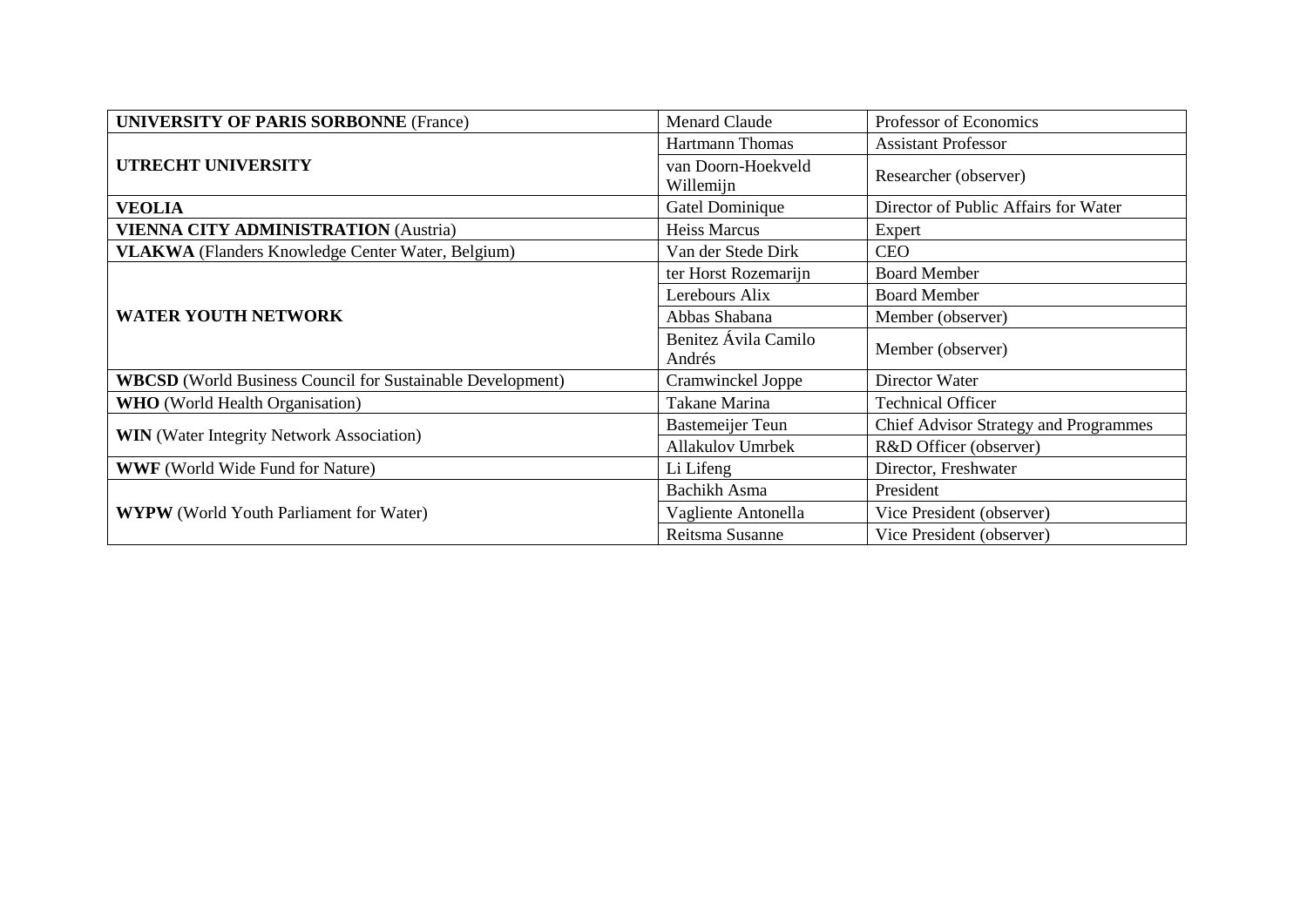| | | |
|---|---|---|
| **UNIVERSITY OF PARIS SORBONNE** (France) | Menard Claude | Professor of Economics |
| **UTRECHT UNIVERSITY** | Hartmann Thomas | Assistant Professor |
| | van Doorn-Hoekveld Willemijn | Researcher (observer) |
| **VEOLIA** | Gatel Dominique | Director of Public Affairs for Water |
| **VIENNA CITY ADMINISTRATION** (Austria) | Heiss Marcus | Expert |
| **VLAKWA** (Flanders Knowledge Center Water, Belgium) | Van der Stede Dirk | CEO |
| **WATER YOUTH NETWORK** | ter Horst Rozemarijn | Board Member |
| | Lerebours Alix | Board Member |
| | Abbas Shabana | Member (observer) |
| | Benitez Ávila Camilo Andrés | Member (observer) |
| **WBCSD** (World Business Council for Sustainable Development) | Cramwinckel Joppe | Director Water |
| **WHO** (World Health Organisation) | Takane Marina | Technical Officer |
| **WIN** (Water Integrity Network Association) | Bastemeijer Teun | Chief Advisor Strategy and Programmes |
| | Allakulov Umrbek | R&D Officer (observer) |
| **WWF** (World Wide Fund for Nature) | Li Lifeng | Director, Freshwater |
| **WYPW** (World Youth Parliament for Water) | Bachikh Asma | President |
| | Vagliente Antonella | Vice President (observer) |
| | Reitsma Susanne | Vice President (observer) |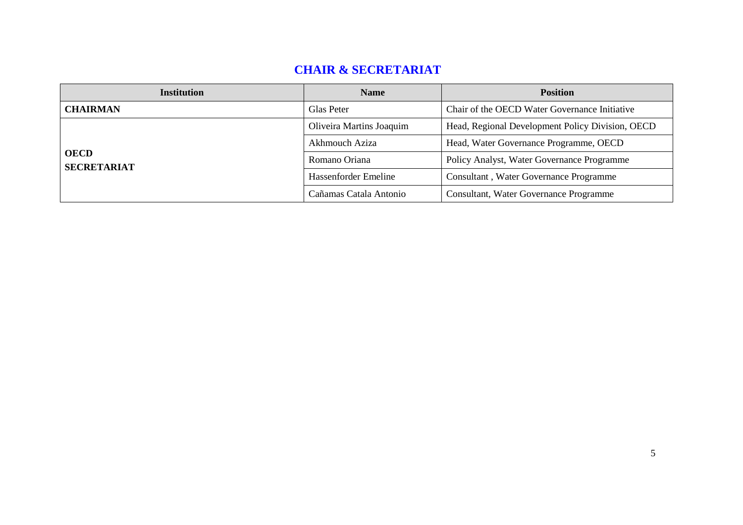## CHAIR & SECRETARIAT

| Institution | Name | Position |
|---|---|---|
| **CHAIRMAN** | Glas Peter | Chair of the OECD Water Governance Initiative |
| **OECD SECRETARIAT** | Oliveira Martins Joaquim | Head, Regional Development Policy Division, OECD |
| | Akhmouch Aziza | Head, Water Governance Programme, OECD |
| | Romano Oriana | Policy Analyst, Water Governance Programme |
| | Hassenforder Emeline | Consultant , Water Governance Programme |
| | Cañamas Catala Antonio | Consultant, Water Governance Programme |